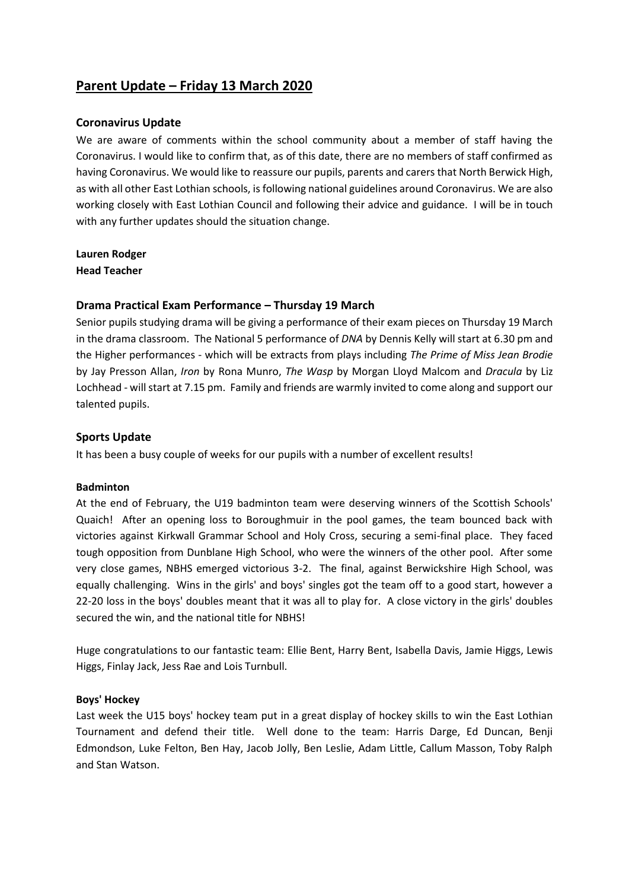# Parent Update – Friday 13 March 2020

## Coronavirus Update

We are aware of comments within the school community about a member of staff having the Coronavirus. I would like to confirm that, as of this date, there are no members of staff confirmed as having Coronavirus. We would like to reassure our pupils, parents and carers that North Berwick High, as with all other East Lothian schools, is following national guidelines around Coronavirus. We are also working closely with East Lothian Council and following their advice and guidance. I will be in touch with any further updates should the situation change.

**Lauren Rodger**
**Head Teacher**

## Drama Practical Exam Performance – Thursday 19 March

Senior pupils studying drama will be giving a performance of their exam pieces on Thursday 19 March in the drama classroom. The National 5 performance of *DNA* by Dennis Kelly will start at 6.30 pm and the Higher performances - which will be extracts from plays including *The Prime of Miss Jean Brodie* by Jay Presson Allan, *Iron* by Rona Munro, *The Wasp* by Morgan Lloyd Malcom and *Dracula* by Liz Lochhead - will start at 7.15 pm. Family and friends are warmly invited to come along and support our talented pupils.

## Sports Update

It has been a busy couple of weeks for our pupils with a number of excellent results!

### Badminton

At the end of February, the U19 badminton team were deserving winners of the Scottish Schools' Quaich! After an opening loss to Boroughmuir in the pool games, the team bounced back with victories against Kirkwall Grammar School and Holy Cross, securing a semi-final place. They faced tough opposition from Dunblane High School, who were the winners of the other pool. After some very close games, NBHS emerged victorious 3-2. The final, against Berwickshire High School, was equally challenging. Wins in the girls' and boys' singles got the team off to a good start, however a 22-20 loss in the boys' doubles meant that it was all to play for. A close victory in the girls' doubles secured the win, and the national title for NBHS!

Huge congratulations to our fantastic team: Ellie Bent, Harry Bent, Isabella Davis, Jamie Higgs, Lewis Higgs, Finlay Jack, Jess Rae and Lois Turnbull.

### Boys' Hockey

Last week the U15 boys' hockey team put in a great display of hockey skills to win the East Lothian Tournament and defend their title. Well done to the team: Harris Darge, Ed Duncan, Benji Edmondson, Luke Felton, Ben Hay, Jacob Jolly, Ben Leslie, Adam Little, Callum Masson, Toby Ralph and Stan Watson.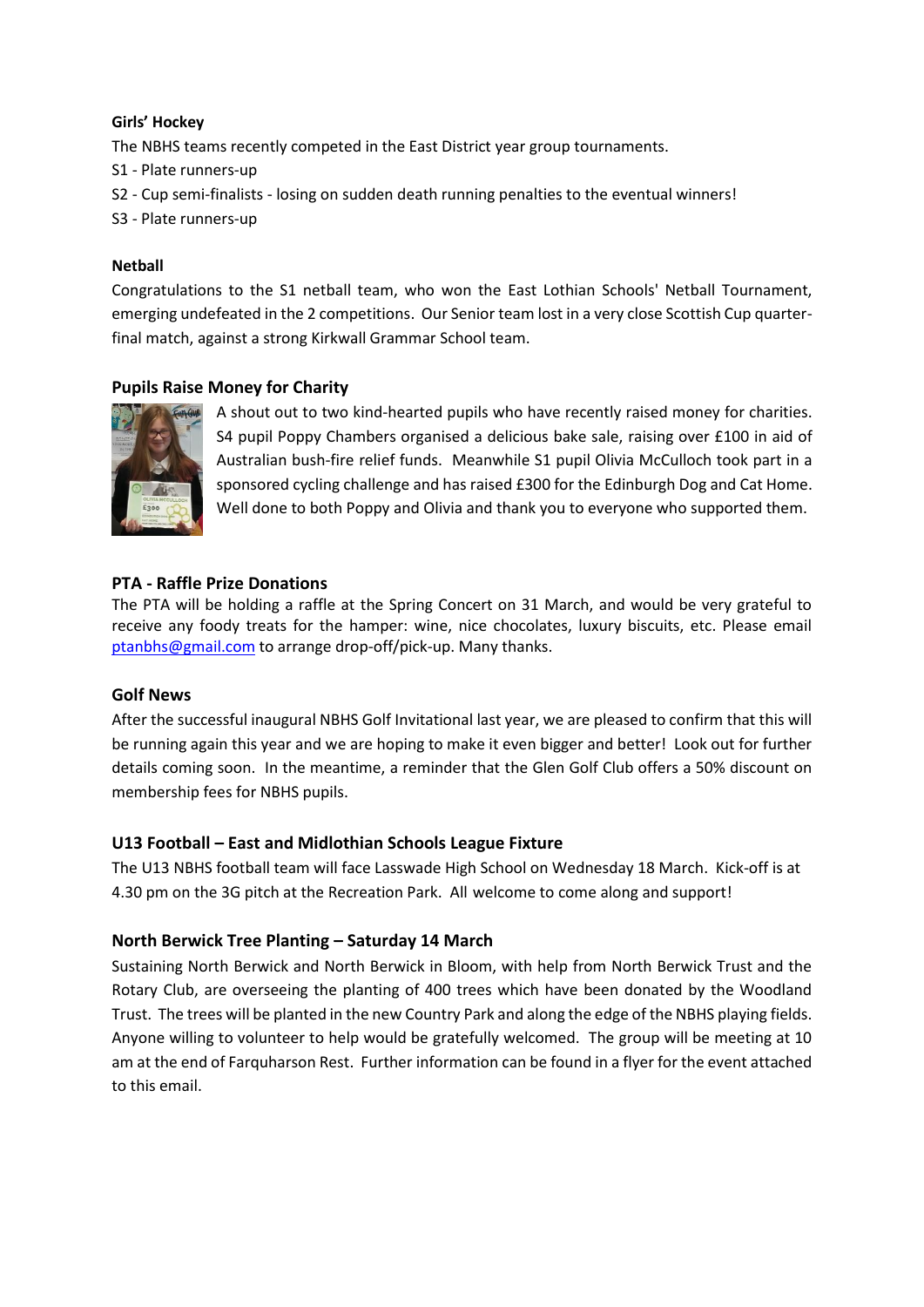**Girls' Hockey**

The NBHS teams recently competed in the East District year group tournaments.

S1 - Plate runners-up

S2 - Cup semi-finalists - losing on sudden death running penalties to the eventual winners!

S3 - Plate runners-up

**Netball**

Congratulations to the S1 netball team, who won the East Lothian Schools' Netball Tournament, emerging undefeated in the 2 competitions. Our Senior team lost in a very close Scottish Cup quarter-final match, against a strong Kirkwall Grammar School team.

### Pupils Raise Money for Charity

A shout out to two kind-hearted pupils who have recently raised money for charities. S4 pupil Poppy Chambers organised a delicious bake sale, raising over £100 in aid of Australian bush-fire relief funds. Meanwhile S1 pupil Olivia McCulloch took part in a sponsored cycling challenge and has raised £300 for the Edinburgh Dog and Cat Home. Well done to both Poppy and Olivia and thank you to everyone who supported them.

### PTA - Raffle Prize Donations

The PTA will be holding a raffle at the Spring Concert on 31 March, and would be very grateful to receive any foody treats for the hamper: wine, nice chocolates, luxury biscuits, etc. Please email ptanbhs@gmail.com to arrange drop-off/pick-up. Many thanks.

### Golf News

After the successful inaugural NBHS Golf Invitational last year, we are pleased to confirm that this will be running again this year and we are hoping to make it even bigger and better! Look out for further details coming soon. In the meantime, a reminder that the Glen Golf Club offers a 50% discount on membership fees for NBHS pupils.

### U13 Football – East and Midlothian Schools League Fixture

The U13 NBHS football team will face Lasswade High School on Wednesday 18 March. Kick-off is at 4.30 pm on the 3G pitch at the Recreation Park. All welcome to come along and support!

### North Berwick Tree Planting – Saturday 14 March

Sustaining North Berwick and North Berwick in Bloom, with help from North Berwick Trust and the Rotary Club, are overseeing the planting of 400 trees which have been donated by the Woodland Trust. The trees will be planted in the new Country Park and along the edge of the NBHS playing fields. Anyone willing to volunteer to help would be gratefully welcomed. The group will be meeting at 10 am at the end of Farquharson Rest. Further information can be found in a flyer for the event attached to this email.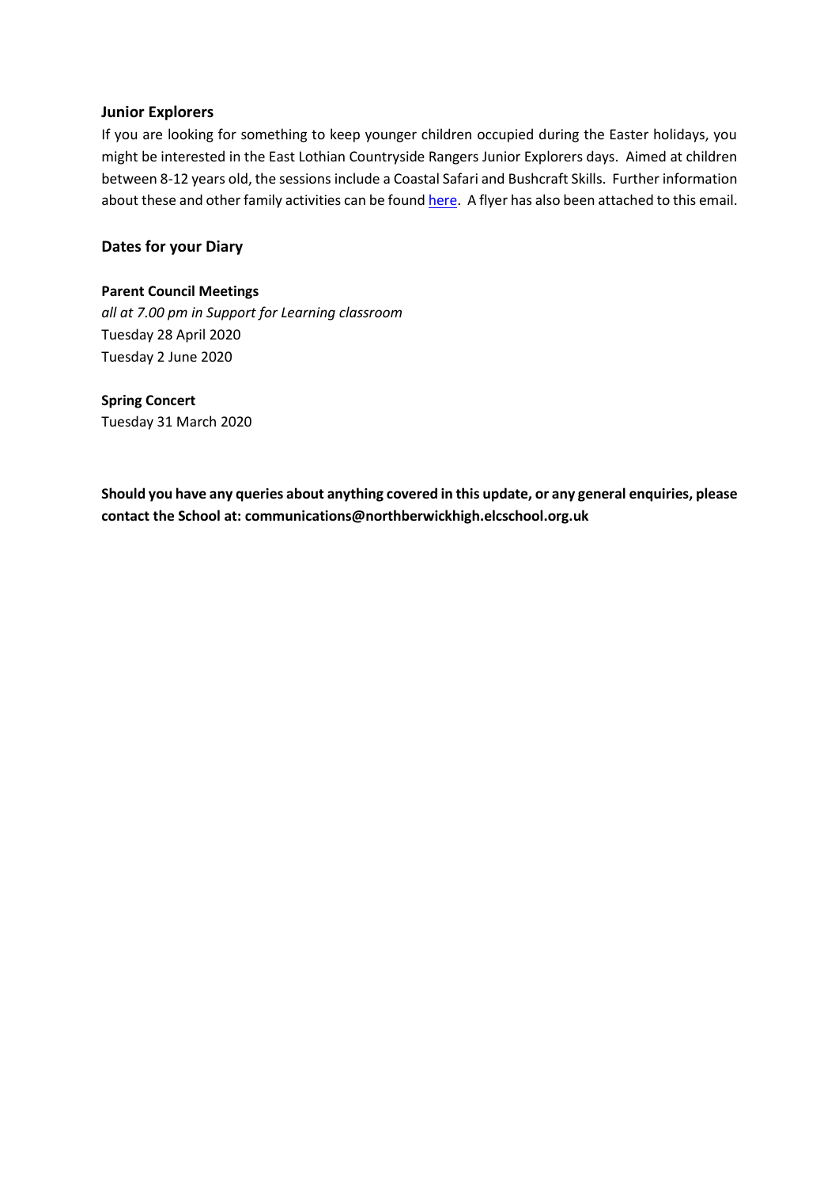### Junior Explorers

If you are looking for something to keep younger children occupied during the Easter holidays, you might be interested in the East Lothian Countryside Rangers Junior Explorers days. Aimed at children between 8-12 years old, the sessions include a Coastal Safari and Bushcraft Skills. Further information about these and other family activities can be found here. A flyer has also been attached to this email.

### Dates for your Diary

**Parent Council Meetings**
*all at 7.00 pm in Support for Learning classroom*
Tuesday 28 April 2020
Tuesday 2 June 2020

**Spring Concert**
Tuesday 31 March 2020

**Should you have any queries about anything covered in this update, or any general enquiries, please contact the School at: communications@northberwickhigh.elcschool.org.uk**